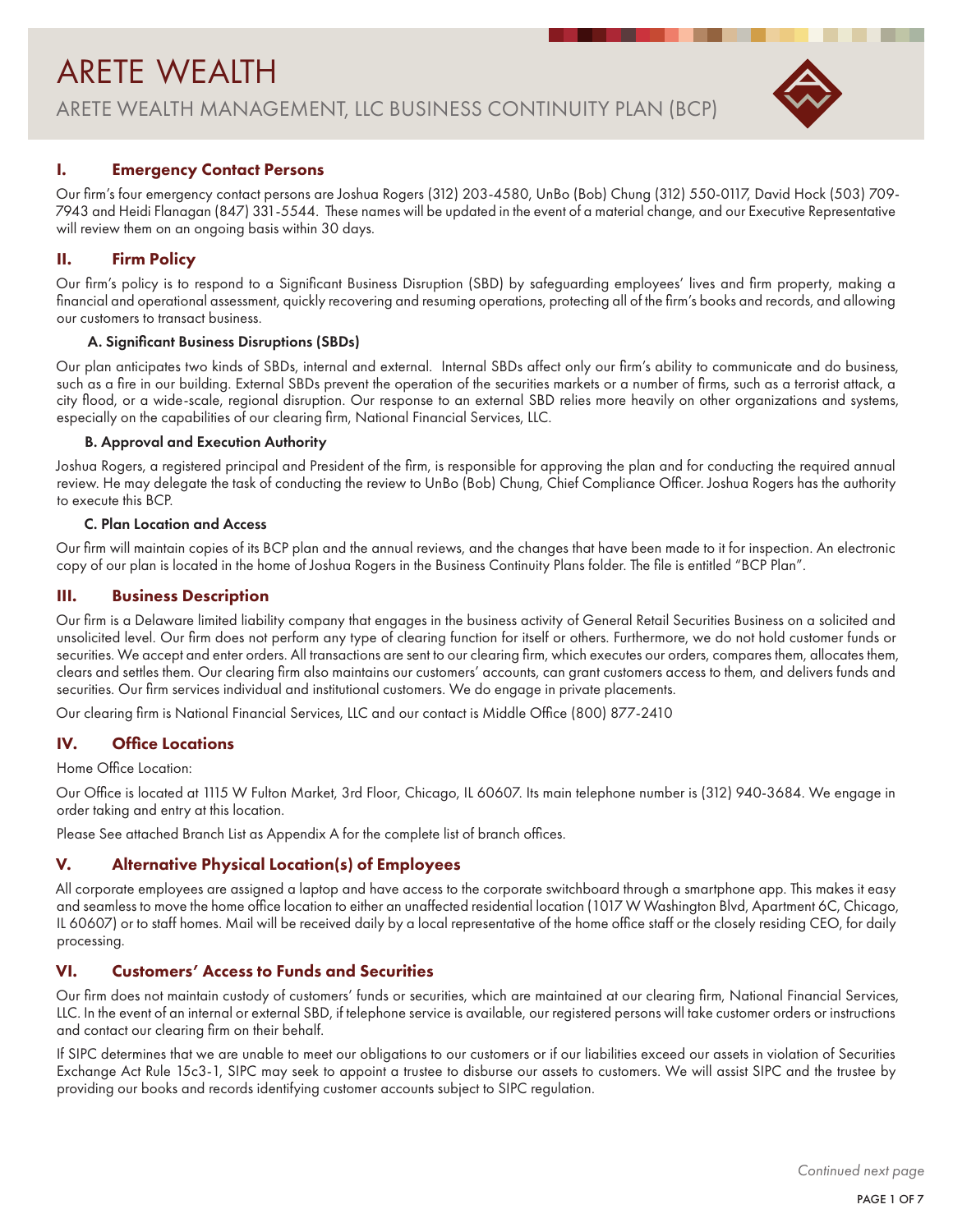# ARETE WEALTH

## ARETE WEALTH MANAGEMENT, LLC BUSINESS CONTINUITY PLAN (BCP)

## I. Emergency Contact Persons

Our firm's four emergency contact persons are Joshua Rogers (312) 203-4580, UnBo (Bob) Chung (312) 550-0117, David Hock (503) 709-7943 and Heidi Flanagan (847) 331-5544. These names will be updated in the event of a material change, and our Executive Representative will review them on an ongoing basis within 30 days.

## II. Firm Policy

Our firm's policy is to respond to a Significant Business Disruption (SBD) by safeguarding employees' lives and firm property, making a financial and operational assessment, quickly recovering and resuming operations, protecting all of the firm's books and records, and allowing our customers to transact business.

### A. Significant Business Disruptions (SBDs)

Our plan anticipates two kinds of SBDs, internal and external. Internal SBDs affect only our firm's ability to communicate and do business, such as a fire in our building. External SBDs prevent the operation of the securities markets or a number of firms, such as a terrorist attack, a city flood, or a wide-scale, regional disruption. Our response to an external SBD relies more heavily on other organizations and systems, especially on the capabilities of our clearing firm, National Financial Services, LLC.

### B. Approval and Execution Authority

Joshua Rogers, a registered principal and President of the firm, is responsible for approving the plan and for conducting the required annual review. He may delegate the task of conducting the review to UnBo (Bob) Chung, Chief Compliance Officer. Joshua Rogers has the authority to execute this BCP.

### C. Plan Location and Access

Our firm will maintain copies of its BCP plan and the annual reviews, and the changes that have been made to it for inspection. An electronic copy of our plan is located in the home of Joshua Rogers in the Business Continuity Plans folder. The file is entitled "BCP Plan".

## III. Business Description

Our firm is a Delaware limited liability company that engages in the business activity of General Retail Securities Business on a solicited and unsolicited level. Our firm does not perform any type of clearing function for itself or others. Furthermore, we do not hold customer funds or securities. We accept and enter orders. All transactions are sent to our clearing firm, which executes our orders, compares them, allocates them, clears and settles them. Our clearing firm also maintains our customers' accounts, can grant customers access to them, and delivers funds and securities. Our firm services individual and institutional customers. We do engage in private placements.

Our clearing firm is National Financial Services, LLC and our contact is Middle Office (800) 877-2410

## IV. Office Locations

Home Office Location:

Our Office is located at 1115 W Fulton Market, 3rd Floor, Chicago, IL 60607. Its main telephone number is (312) 940-3684. We engage in order taking and entry at this location.

Please See attached Branch List as Appendix A for the complete list of branch offices.

## V. Alternative Physical Location(s) of Employees

All corporate employees are assigned a laptop and have access to the corporate switchboard through a smartphone app. This makes it easy and seamless to move the home office location to either an unaffected residential location (1017 W Washington Blvd, Apartment 6C, Chicago, IL 60607) or to staff homes. Mail will be received daily by a local representative of the home office staff or the closely residing CEO, for daily processing.

## VI. Customers' Access to Funds and Securities

Our firm does not maintain custody of customers' funds or securities, which are maintained at our clearing firm, National Financial Services, LLC. In the event of an internal or external SBD, if telephone service is available, our registered persons will take customer orders or instructions and contact our clearing firm on their behalf.

If SIPC determines that we are unable to meet our obligations to our customers or if our liabilities exceed our assets in violation of Securities Exchange Act Rule 15c3-1, SIPC may seek to appoint a trustee to disburse our assets to customers. We will assist SIPC and the trustee by providing our books and records identifying customer accounts subject to SIPC regulation.

*Continued next page*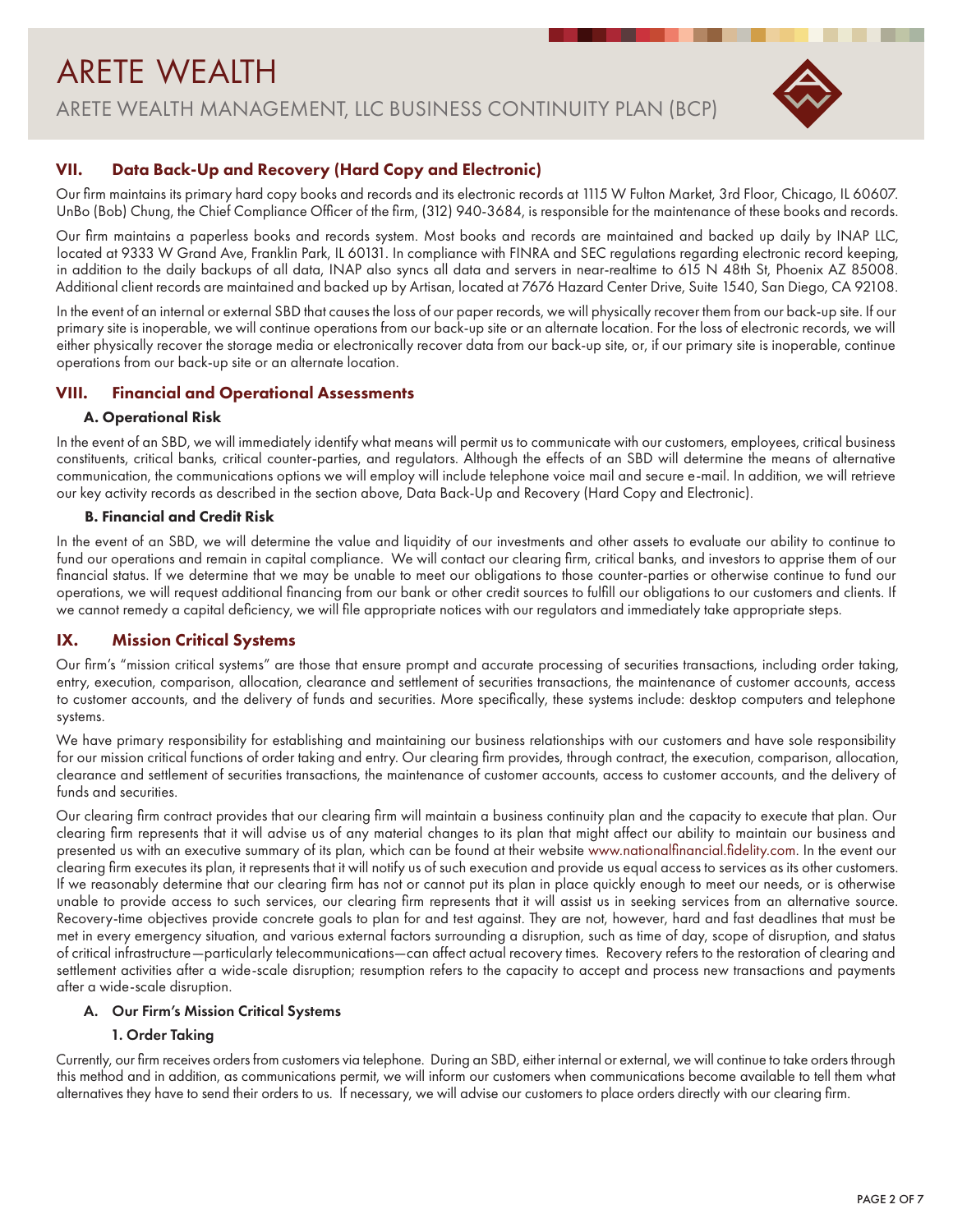## VII. Data Back-Up and Recovery (Hard Copy and Electronic)

Our firm maintains its primary hard copy books and records and its electronic records at 1115 W Fulton Market, 3rd Floor, Chicago, IL 60607. UnBo (Bob) Chung, the Chief Compliance Officer of the firm, (312) 940-3684, is responsible for the maintenance of these books and records.

Our firm maintains a paperless books and records system. Most books and records are maintained and backed up daily by INAP LLC, located at 9333 W Grand Ave, Franklin Park, IL 60131. In compliance with FINRA and SEC regulations regarding electronic record keeping, in addition to the daily backups of all data, INAP also syncs all data and servers in near-realtime to 615 N 48th St, Phoenix AZ 85008. Additional client records are maintained and backed up by Artisan, located at 7676 Hazard Center Drive, Suite 1540, San Diego, CA 92108.

In the event of an internal or external SBD that causes the loss of our paper records, we will physically recover them from our back-up site. If our primary site is inoperable, we will continue operations from our back-up site or an alternate location. For the loss of electronic records, we will either physically recover the storage media or electronically recover data from our back-up site, or, if our primary site is inoperable, continue operations from our back-up site or an alternate location.

## VIII. Financial and Operational Assessments

### A. Operational Risk

In the event of an SBD, we will immediately identify what means will permit us to communicate with our customers, employees, critical business constituents, critical banks, critical counter-parties, and regulators. Although the effects of an SBD will determine the means of alternative communication, the communications options we will employ will include telephone voice mail and secure e-mail. In addition, we will retrieve our key activity records as described in the section above, Data Back-Up and Recovery (Hard Copy and Electronic).

### B. Financial and Credit Risk

In the event of an SBD, we will determine the value and liquidity of our investments and other assets to evaluate our ability to continue to fund our operations and remain in capital compliance. We will contact our clearing firm, critical banks, and investors to apprise them of our financial status. If we determine that we may be unable to meet our obligations to those counter-parties or otherwise continue to fund our operations, we will request additional financing from our bank or other credit sources to fulfill our obligations to our customers and clients. If we cannot remedy a capital deficiency, we will file appropriate notices with our regulators and immediately take appropriate steps.

## IX. Mission Critical Systems

Our firm's "mission critical systems" are those that ensure prompt and accurate processing of securities transactions, including order taking, entry, execution, comparison, allocation, clearance and settlement of securities transactions, the maintenance of customer accounts, access to customer accounts, and the delivery of funds and securities. More specifically, these systems include: desktop computers and telephone systems.

We have primary responsibility for establishing and maintaining our business relationships with our customers and have sole responsibility for our mission critical functions of order taking and entry. Our clearing firm provides, through contract, the execution, comparison, allocation, clearance and settlement of securities transactions, the maintenance of customer accounts, access to customer accounts, and the delivery of funds and securities.

Our clearing firm contract provides that our clearing firm will maintain a business continuity plan and the capacity to execute that plan. Our clearing firm represents that it will advise us of any material changes to its plan that might affect our ability to maintain our business and presented us with an executive summary of its plan, which can be found at their website www.nationalfinancial.fidelity.com. In the event our clearing firm executes its plan, it represents that it will notify us of such execution and provide us equal access to services as its other customers. If we reasonably determine that our clearing firm has not or cannot put its plan in place quickly enough to meet our needs, or is otherwise unable to provide access to such services, our clearing firm represents that it will assist us in seeking services from an alternative source. Recovery-time objectives provide concrete goals to plan for and test against. They are not, however, hard and fast deadlines that must be met in every emergency situation, and various external factors surrounding a disruption, such as time of day, scope of disruption, and status of critical infrastructure—particularly telecommunications—can affect actual recovery times. Recovery refers to the restoration of clearing and settlement activities after a wide-scale disruption; resumption refers to the capacity to accept and process new transactions and payments after a wide-scale disruption.

### A. Our Firm's Mission Critical Systems

#### 1. Order Taking

Currently, our firm receives orders from customers via telephone. During an SBD, either internal or external, we will continue to take orders through this method and in addition, as communications permit, we will inform our customers when communications become available to tell them what alternatives they have to send their orders to us. If necessary, we will advise our customers to place orders directly with our clearing firm.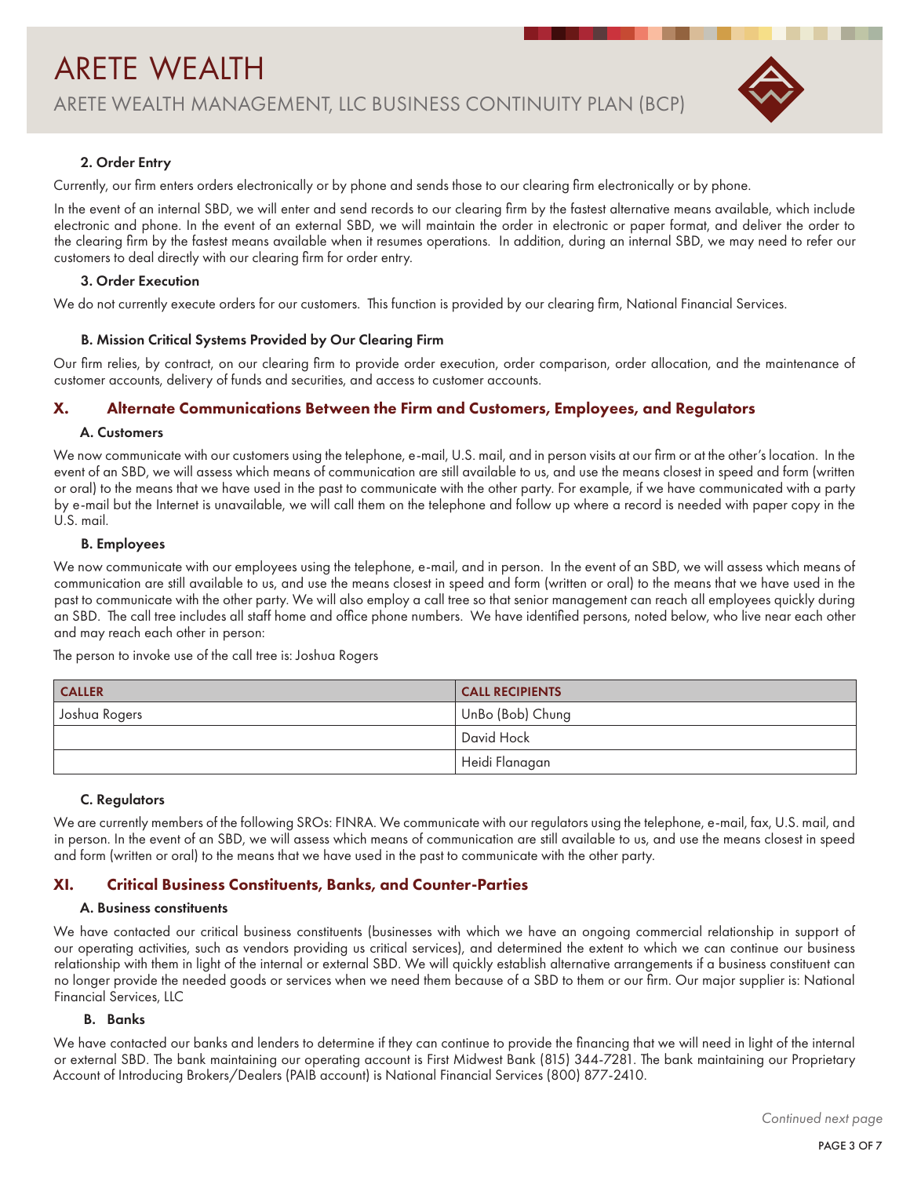#### 2. Order Entry

Currently, our firm enters orders electronically or by phone and sends those to our clearing firm electronically or by phone.

In the event of an internal SBD, we will enter and send records to our clearing firm by the fastest alternative means available, which include electronic and phone. In the event of an external SBD, we will maintain the order in electronic or paper format, and deliver the order to the clearing firm by the fastest means available when it resumes operations. In addition, during an internal SBD, we may need to refer our customers to deal directly with our clearing firm for order entry.

#### 3. Order Execution

We do not currently execute orders for our customers. This function is provided by our clearing firm, National Financial Services.

### B. Mission Critical Systems Provided by Our Clearing Firm

Our firm relies, by contract, on our clearing firm to provide order execution, order comparison, order allocation, and the maintenance of customer accounts, delivery of funds and securities, and access to customer accounts.

## X. Alternate Communications Between the Firm and Customers, Employees, and Regulators

### A. Customers

We now communicate with our customers using the telephone, e-mail, U.S. mail, and in person visits at our firm or at the other's location. In the event of an SBD, we will assess which means of communication are still available to us, and use the means closest in speed and form (written or oral) to the means that we have used in the past to communicate with the other party. For example, if we have communicated with a party by e-mail but the Internet is unavailable, we will call them on the telephone and follow up where a record is needed with paper copy in the U.S. mail.

### B. Employees

We now communicate with our employees using the telephone, e-mail, and in person. In the event of an SBD, we will assess which means of communication are still available to us, and use the means closest in speed and form (written or oral) to the means that we have used in the past to communicate with the other party. We will also employ a call tree so that senior management can reach all employees quickly during an SBD. The call tree includes all staff home and office phone numbers. We have identified persons, noted below, who live near each other and may reach each other in person:

The person to invoke use of the call tree is: Joshua Rogers

| CALLER | CALL RECIPIENTS |
|---|---|
| Joshua Rogers | UnBo (Bob) Chung |
| | David Hock |
| | Heidi Flanagan |

### C. Regulators

We are currently members of the following SROs: FINRA. We communicate with our regulators using the telephone, e-mail, fax, U.S. mail, and in person. In the event of an SBD, we will assess which means of communication are still available to us, and use the means closest in speed and form (written or oral) to the means that we have used in the past to communicate with the other party.

## XI. Critical Business Constituents, Banks, and Counter-Parties

### A. Business constituents

We have contacted our critical business constituents (businesses with which we have an ongoing commercial relationship in support of our operating activities, such as vendors providing us critical services), and determined the extent to which we can continue our business relationship with them in light of the internal or external SBD. We will quickly establish alternative arrangements if a business constituent can no longer provide the needed goods or services when we need them because of a SBD to them or our firm. Our major supplier is: National Financial Services, LLC

### B. Banks

We have contacted our banks and lenders to determine if they can continue to provide the financing that we will need in light of the internal or external SBD. The bank maintaining our operating account is First Midwest Bank (815) 344-7281. The bank maintaining our Proprietary Account of Introducing Brokers/Dealers (PAIB account) is National Financial Services (800) 877-2410.

*Continued next page*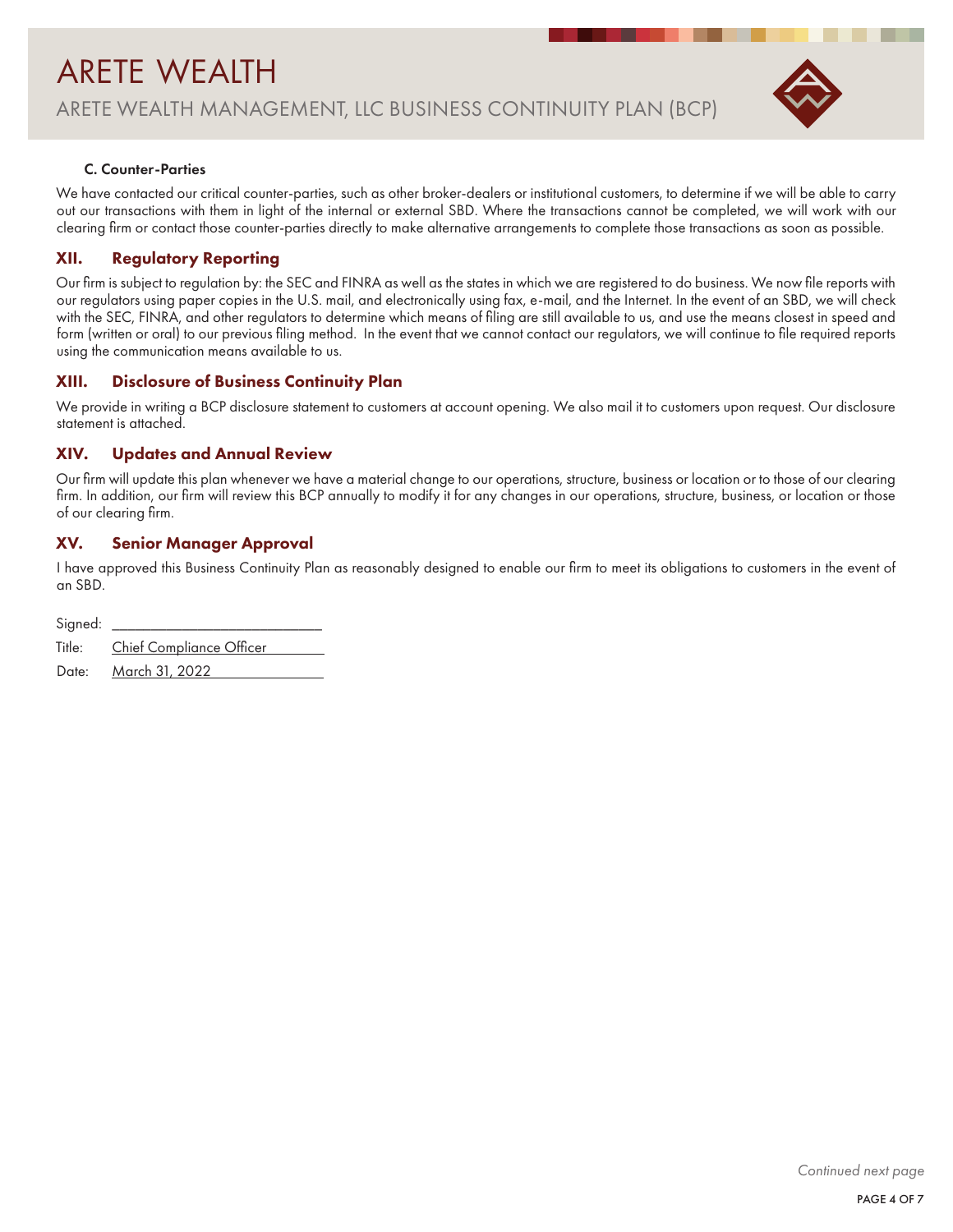### C. Counter-Parties

We have contacted our critical counter-parties, such as other broker-dealers or institutional customers, to determine if we will be able to carry out our transactions with them in light of the internal or external SBD. Where the transactions cannot be completed, we will work with our clearing firm or contact those counter-parties directly to make alternative arrangements to complete those transactions as soon as possible.

## XII. Regulatory Reporting

Our firm is subject to regulation by: the SEC and FINRA as well as the states in which we are registered to do business. We now file reports with our regulators using paper copies in the U.S. mail, and electronically using fax, e-mail, and the Internet. In the event of an SBD, we will check with the SEC, FINRA, and other regulators to determine which means of filing are still available to us, and use the means closest in speed and form (written or oral) to our previous filing method. In the event that we cannot contact our regulators, we will continue to file required reports using the communication means available to us.

## XIII. Disclosure of Business Continuity Plan

We provide in writing a BCP disclosure statement to customers at account opening. We also mail it to customers upon request. Our disclosure statement is attached.

## XIV. Updates and Annual Review

Our firm will update this plan whenever we have a material change to our operations, structure, business or location or to those of our clearing firm. In addition, our firm will review this BCP annually to modify it for any changes in our operations, structure, business, or location or those of our clearing firm.

## XV. Senior Manager Approval

I have approved this Business Continuity Plan as reasonably designed to enable our firm to meet its obligations to customers in the event of an SBD.

Signed: ____________________________

Title: Chief Compliance Officer

Date: March 31, 2022

*Continued next page*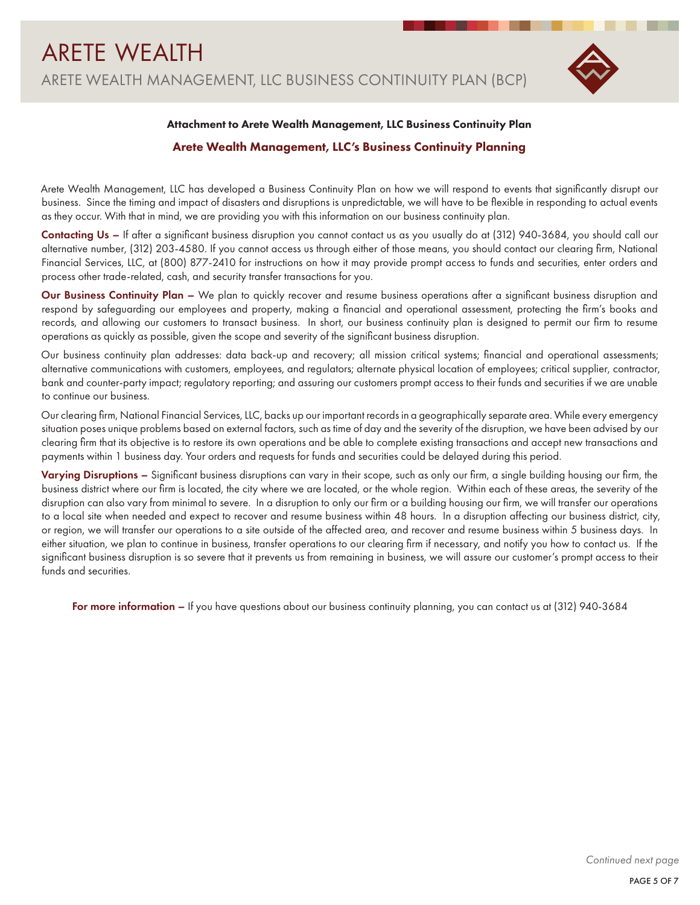#### Attachment to Arete Wealth Management, LLC Business Continuity Plan

## Arete Wealth Management, LLC's Business Continuity Planning

Arete Wealth Management, LLC has developed a Business Continuity Plan on how we will respond to events that significantly disrupt our business. Since the timing and impact of disasters and disruptions is unpredictable, we will have to be flexible in responding to actual events as they occur. With that in mind, we are providing you with this information on our business continuity plan.

**Contacting Us –** If after a significant business disruption you cannot contact us as you usually do at (312) 940-3684, you should call our alternative number, (312) 203-4580. If you cannot access us through either of those means, you should contact our clearing firm, National Financial Services, LLC, at (800) 877-2410 for instructions on how it may provide prompt access to funds and securities, enter orders and process other trade-related, cash, and security transfer transactions for you.

**Our Business Continuity Plan –** We plan to quickly recover and resume business operations after a significant business disruption and respond by safeguarding our employees and property, making a financial and operational assessment, protecting the firm's books and records, and allowing our customers to transact business. In short, our business continuity plan is designed to permit our firm to resume operations as quickly as possible, given the scope and severity of the significant business disruption.

Our business continuity plan addresses: data back-up and recovery; all mission critical systems; financial and operational assessments; alternative communications with customers, employees, and regulators; alternate physical location of employees; critical supplier, contractor, bank and counter-party impact; regulatory reporting; and assuring our customers prompt access to their funds and securities if we are unable to continue our business.

Our clearing firm, National Financial Services, LLC, backs up our important records in a geographically separate area. While every emergency situation poses unique problems based on external factors, such as time of day and the severity of the disruption, we have been advised by our clearing firm that its objective is to restore its own operations and be able to complete existing transactions and accept new transactions and payments within 1 business day. Your orders and requests for funds and securities could be delayed during this period.

**Varying Disruptions –** Significant business disruptions can vary in their scope, such as only our firm, a single building housing our firm, the business district where our firm is located, the city where we are located, or the whole region. Within each of these areas, the severity of the disruption can also vary from minimal to severe. In a disruption to only our firm or a building housing our firm, we will transfer our operations to a local site when needed and expect to recover and resume business within 48 hours. In a disruption affecting our business district, city, or region, we will transfer our operations to a site outside of the affected area, and recover and resume business within 5 business days. In either situation, we plan to continue in business, transfer operations to our clearing firm if necessary, and notify you how to contact us. If the significant business disruption is so severe that it prevents us from remaining in business, we will assure our customer's prompt access to their funds and securities.

**For more information –** If you have questions about our business continuity planning, you can contact us at (312) 940-3684

*Continued next page*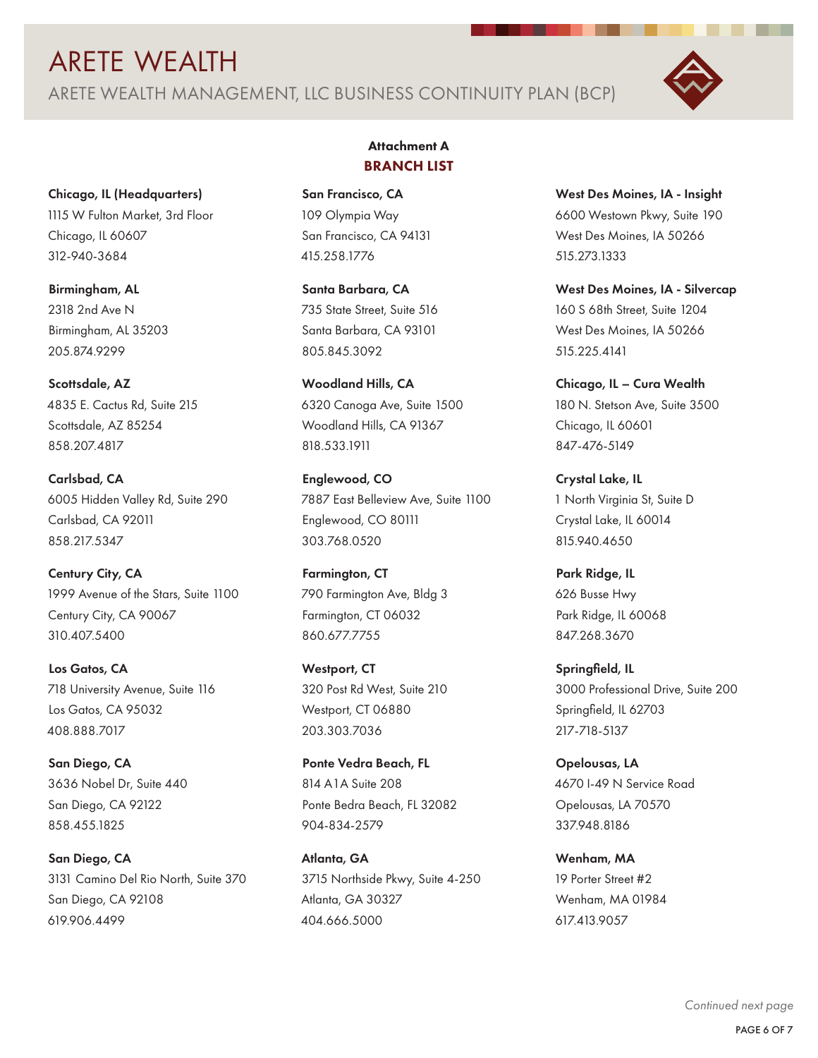## Attachment A

## BRANCH LIST

**Chicago, IL (Headquarters)**
1115 W Fulton Market, 3rd Floor
Chicago, IL 60607
312-940-3684

**Birmingham, AL**
2318 2nd Ave N
Birmingham, AL 35203
205.874.9299

**Scottsdale, AZ**
4835 E. Cactus Rd, Suite 215
Scottsdale, AZ 85254
858.207.4817

**Carlsbad, CA**
6005 Hidden Valley Rd, Suite 290
Carlsbad, CA 92011
858.217.5347

**Century City, CA**
1999 Avenue of the Stars, Suite 1100
Century City, CA 90067
310.407.5400

**Los Gatos, CA**
718 University Avenue, Suite 116
Los Gatos, CA 95032
408.888.7017

**San Diego, CA**
3636 Nobel Dr, Suite 440
San Diego, CA 92122
858.455.1825

**San Diego, CA**
3131 Camino Del Rio North, Suite 370
San Diego, CA 92108
619.906.4499

**San Francisco, CA**
109 Olympia Way
San Francisco, CA 94131
415.258.1776

**Santa Barbara, CA**
735 State Street, Suite 516
Santa Barbara, CA 93101
805.845.3092

**Woodland Hills, CA**
6320 Canoga Ave, Suite 1500
Woodland Hills, CA 91367
818.533.1911

**Englewood, CO**
7887 East Belleview Ave, Suite 1100
Englewood, CO 80111
303.768.0520

**Farmington, CT**
790 Farmington Ave, Bldg 3
Farmington, CT 06032
860.677.7755

**Westport, CT**
320 Post Rd West, Suite 210
Westport, CT 06880
203.303.7036

**Ponte Vedra Beach, FL**
814 A1A Suite 208
Ponte Bedra Beach, FL 32082
904-834-2579

**Atlanta, GA**
3715 Northside Pkwy, Suite 4-250
Atlanta, GA 30327
404.666.5000

**West Des Moines, IA - Insight**
6600 Westown Pkwy, Suite 190
West Des Moines, IA 50266
515.273.1333

**West Des Moines, IA - Silvercap**
160 S 68th Street, Suite 1204
West Des Moines, IA 50266
515.225.4141

**Chicago, IL – Cura Wealth**
180 N. Stetson Ave, Suite 3500
Chicago, IL 60601
847-476-5149

**Crystal Lake, IL**
1 North Virginia St, Suite D
Crystal Lake, IL 60014
815.940.4650

**Park Ridge, IL**
626 Busse Hwy
Park Ridge, IL 60068
847.268.3670

**Springfield, IL**
3000 Professional Drive, Suite 200
Springfield, IL 62703
217-718-5137

**Opelousas, LA**
4670 I-49 N Service Road
Opelousas, LA 70570
337.948.8186

**Wenham, MA**
19 Porter Street #2
Wenham, MA 01984
617.413.9057

*Continued next page*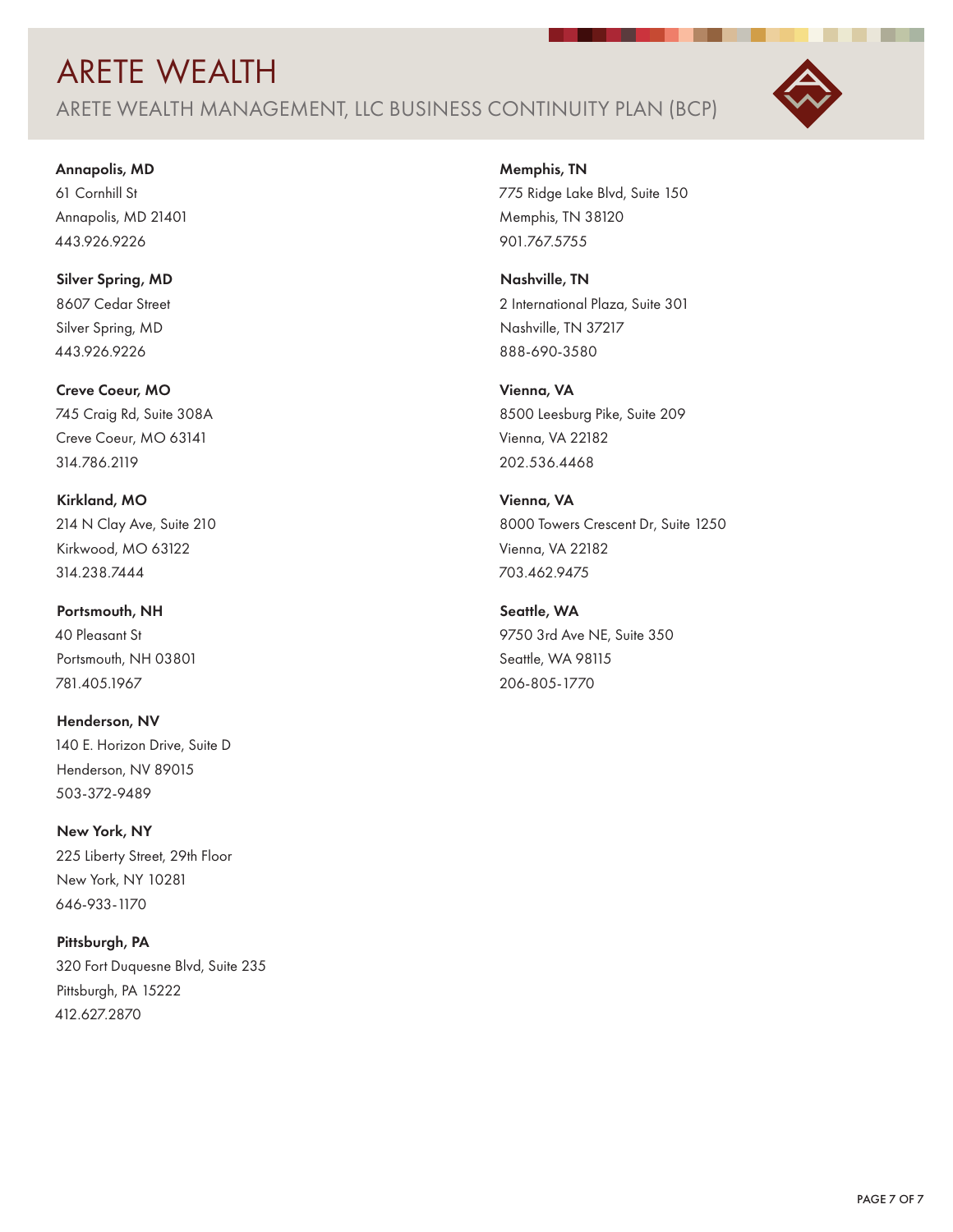**Annapolis, MD**
61 Cornhill St
Annapolis, MD 21401
443.926.9226

**Silver Spring, MD**
8607 Cedar Street
Silver Spring, MD
443.926.9226

**Creve Coeur, MO**
745 Craig Rd, Suite 308A
Creve Coeur, MO 63141
314.786.2119

**Kirkland, MO**
214 N Clay Ave, Suite 210
Kirkwood, MO 63122
314.238.7444

**Portsmouth, NH**
40 Pleasant St
Portsmouth, NH 03801
781.405.1967

**Henderson, NV**
140 E. Horizon Drive, Suite D
Henderson, NV 89015
503-372-9489

**New York, NY**
225 Liberty Street, 29th Floor
New York, NY 10281
646-933-1170

**Pittsburgh, PA**
320 Fort Duquesne Blvd, Suite 235
Pittsburgh, PA 15222
412.627.2870

**Memphis, TN**
775 Ridge Lake Blvd, Suite 150
Memphis, TN 38120
901.767.5755

**Nashville, TN**
2 International Plaza, Suite 301
Nashville, TN 37217
888-690-3580

**Vienna, VA**
8500 Leesburg Pike, Suite 209
Vienna, VA 22182
202.536.4468

**Vienna, VA**
8000 Towers Crescent Dr, Suite 1250
Vienna, VA 22182
703.462.9475

**Seattle, WA**
9750 3rd Ave NE, Suite 350
Seattle, WA 98115
206-805-1770